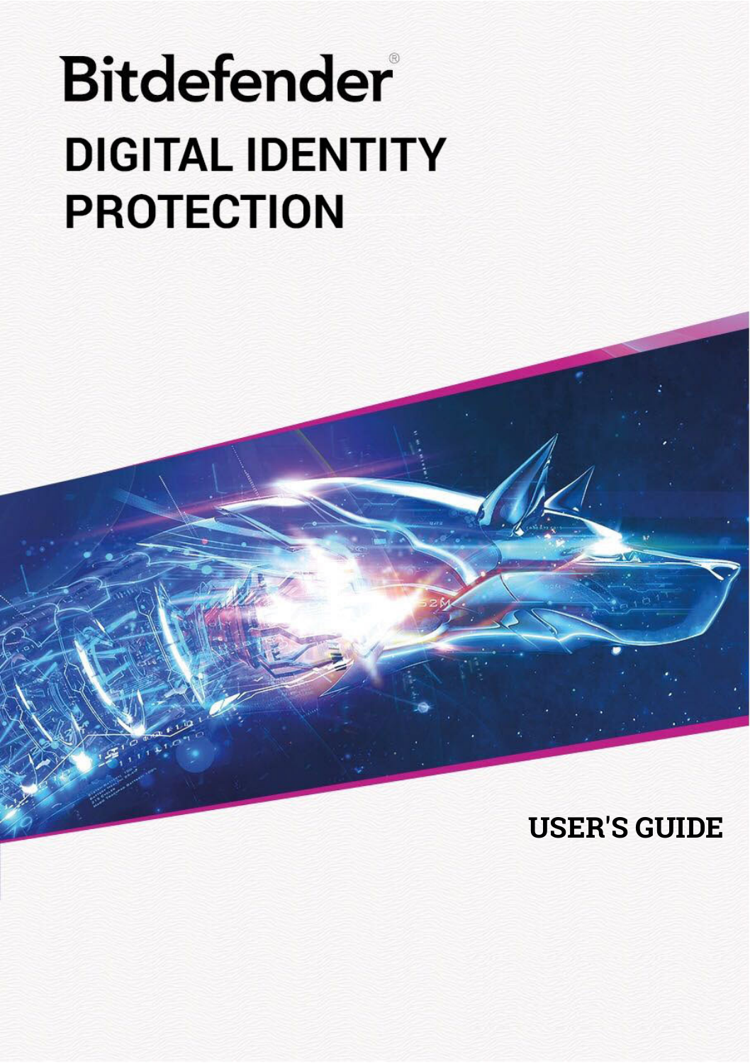# Bitdefender®

# DIGITAL IDENTITY PROTECTION

## USER'S GUIDE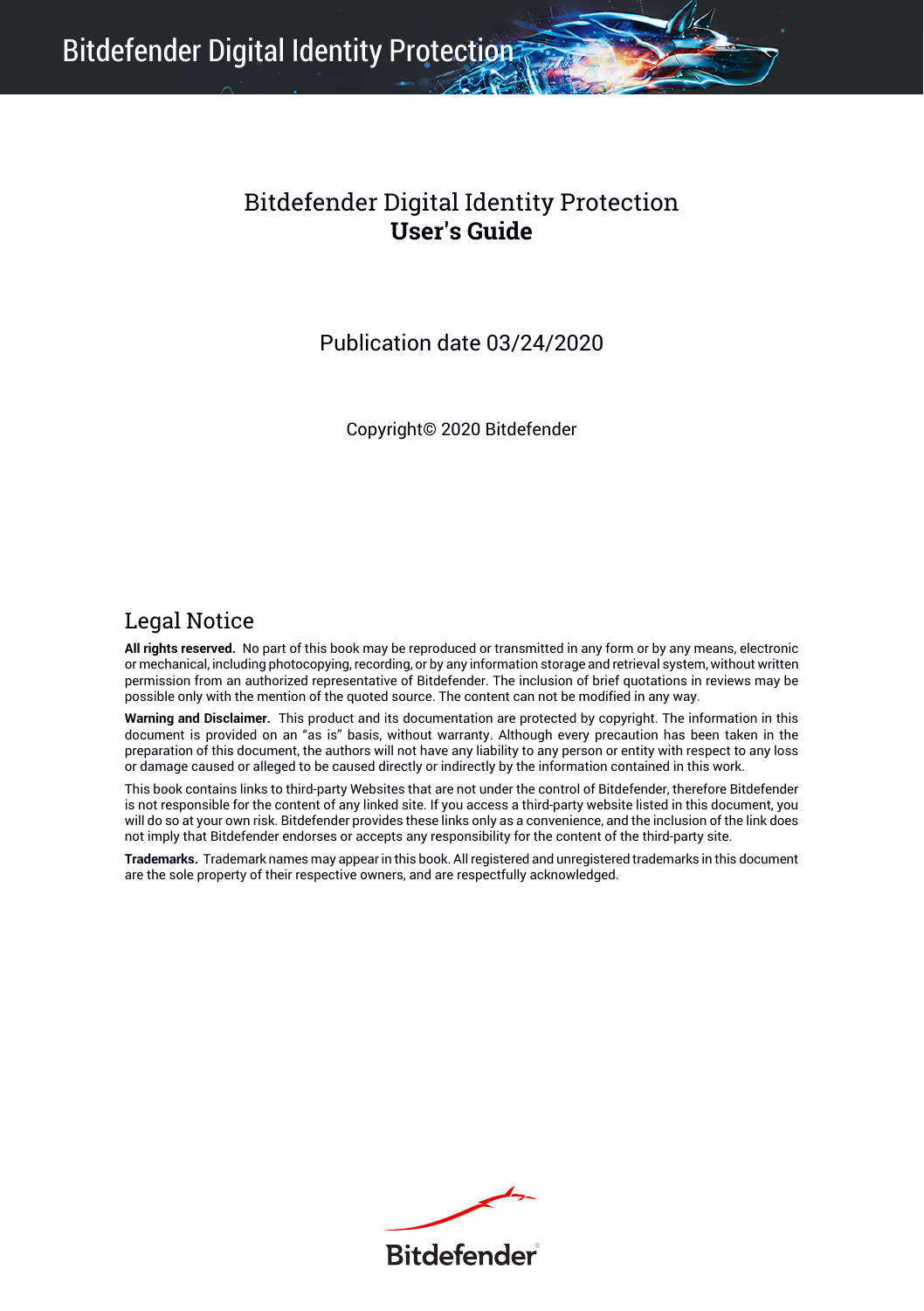# Bitdefender Digital Identity Protection
**User's Guide**

Publication date 03/24/2020

Copyright© 2020 Bitdefender

## Legal Notice

**All rights reserved.** No part of this book may be reproduced or transmitted in any form or by any means, electronic or mechanical, including photocopying, recording, or by any information storage and retrieval system, without written permission from an authorized representative of Bitdefender. The inclusion of brief quotations in reviews may be possible only with the mention of the quoted source. The content can not be modified in any way.

**Warning and Disclaimer.** This product and its documentation are protected by copyright. The information in this document is provided on an "as is" basis, without warranty. Although every precaution has been taken in the preparation of this document, the authors will not have any liability to any person or entity with respect to any loss or damage caused or alleged to be caused directly or indirectly by the information contained in this work.

This book contains links to third-party Websites that are not under the control of Bitdefender, therefore Bitdefender is not responsible for the content of any linked site. If you access a third-party website listed in this document, you will do so at your own risk. Bitdefender provides these links only as a convenience, and the inclusion of the link does not imply that Bitdefender endorses or accepts any responsibility for the content of the third-party site.

**Trademarks.** Trademark names may appear in this book. All registered and unregistered trademarks in this document are the sole property of their respective owners, and are respectfully acknowledged.

Bitdefender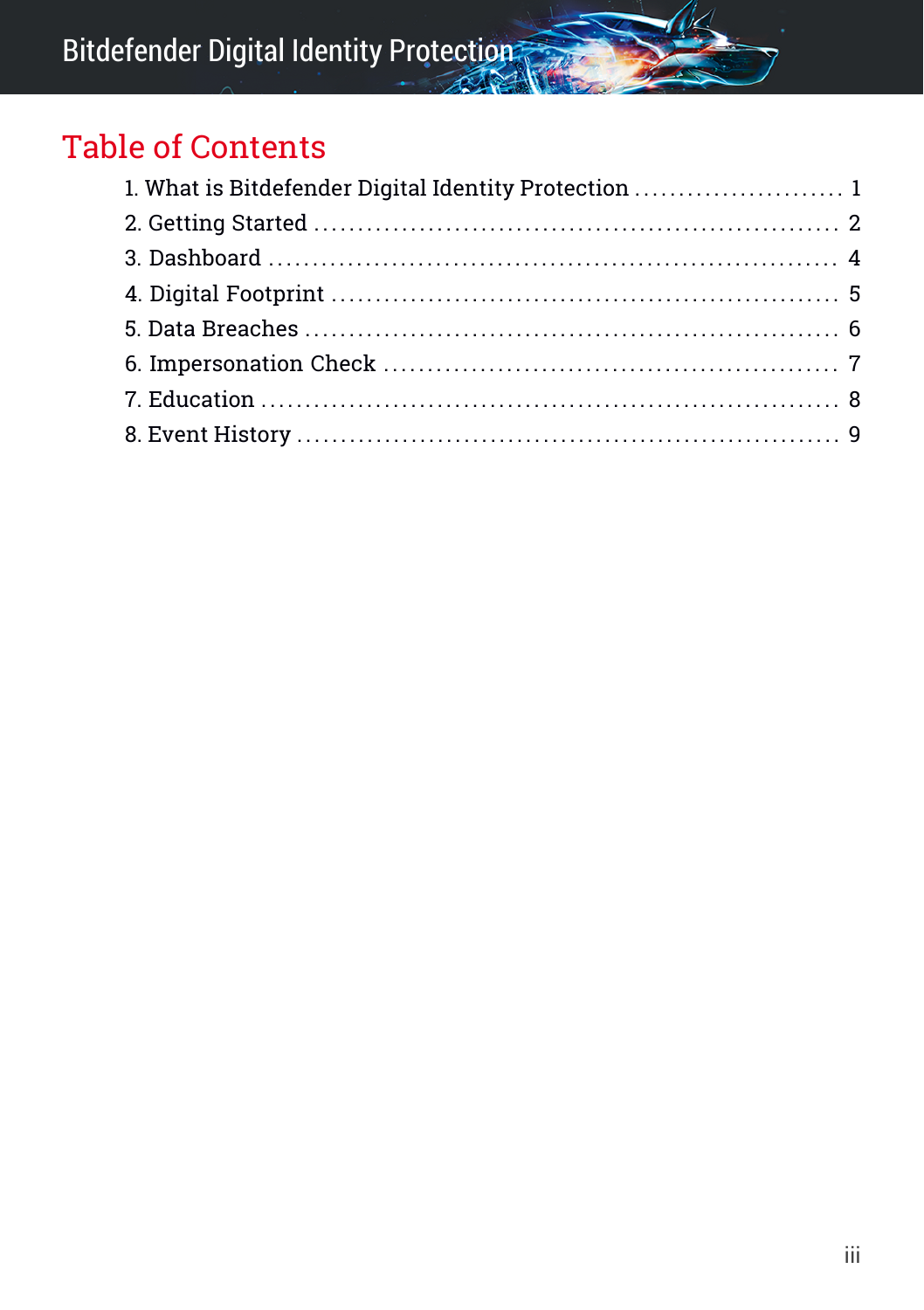# Table of Contents

1. What is Bitdefender Digital Identity Protection ........................ 1
2. Getting Started ........................................................ 2
3. Dashboard .............................................................. 4
4. Digital Footprint ...................................................... 5
5. Data Breaches .......................................................... 6
6. Impersonation Check .................................................... 7
7. Education .............................................................. 8
8. Event History .......................................................... 9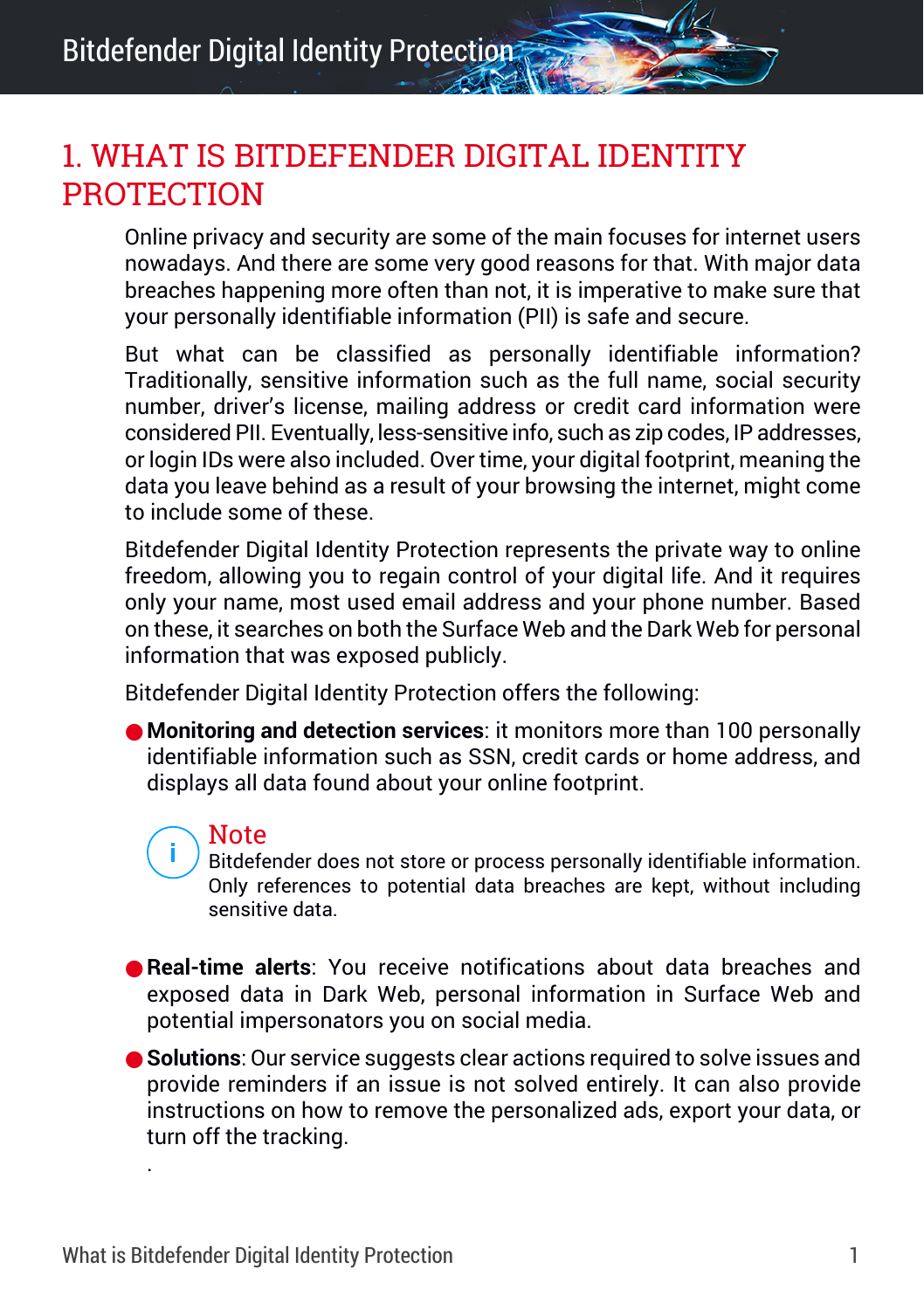# 1. WHAT IS BITDEFENDER DIGITAL IDENTITY PROTECTION

Online privacy and security are some of the main focuses for internet users nowadays. And there are some very good reasons for that. With major data breaches happening more often than not, it is imperative to make sure that your personally identifiable information (PII) is safe and secure.

But what can be classified as personally identifiable information? Traditionally, sensitive information such as the full name, social security number, driver's license, mailing address or credit card information were considered PII. Eventually, less-sensitive info, such as zip codes, IP addresses, or login IDs were also included. Over time, your digital footprint, meaning the data you leave behind as a result of your browsing the internet, might come to include some of these.

Bitdefender Digital Identity Protection represents the private way to online freedom, allowing you to regain control of your digital life. And it requires only your name, most used email address and your phone number. Based on these, it searches on both the Surface Web and the Dark Web for personal information that was exposed publicly.

Bitdefender Digital Identity Protection offers the following:

- **Monitoring and detection services**: it monitors more than 100 personally identifiable information such as SSN, credit cards or home address, and displays all data found about your online footprint.

  > **Note**
  > Bitdefender does not store or process personally identifiable information. Only references to potential data breaches are kept, without including sensitive data.

- **Real-time alerts**: You receive notifications about data breaches and exposed data in Dark Web, personal information in Surface Web and potential impersonators you on social media.
- **Solutions**: Our service suggests clear actions required to solve issues and provide reminders if an issue is not solved entirely. It can also provide instructions on how to remove the personalized ads, export your data, or turn off the tracking.

.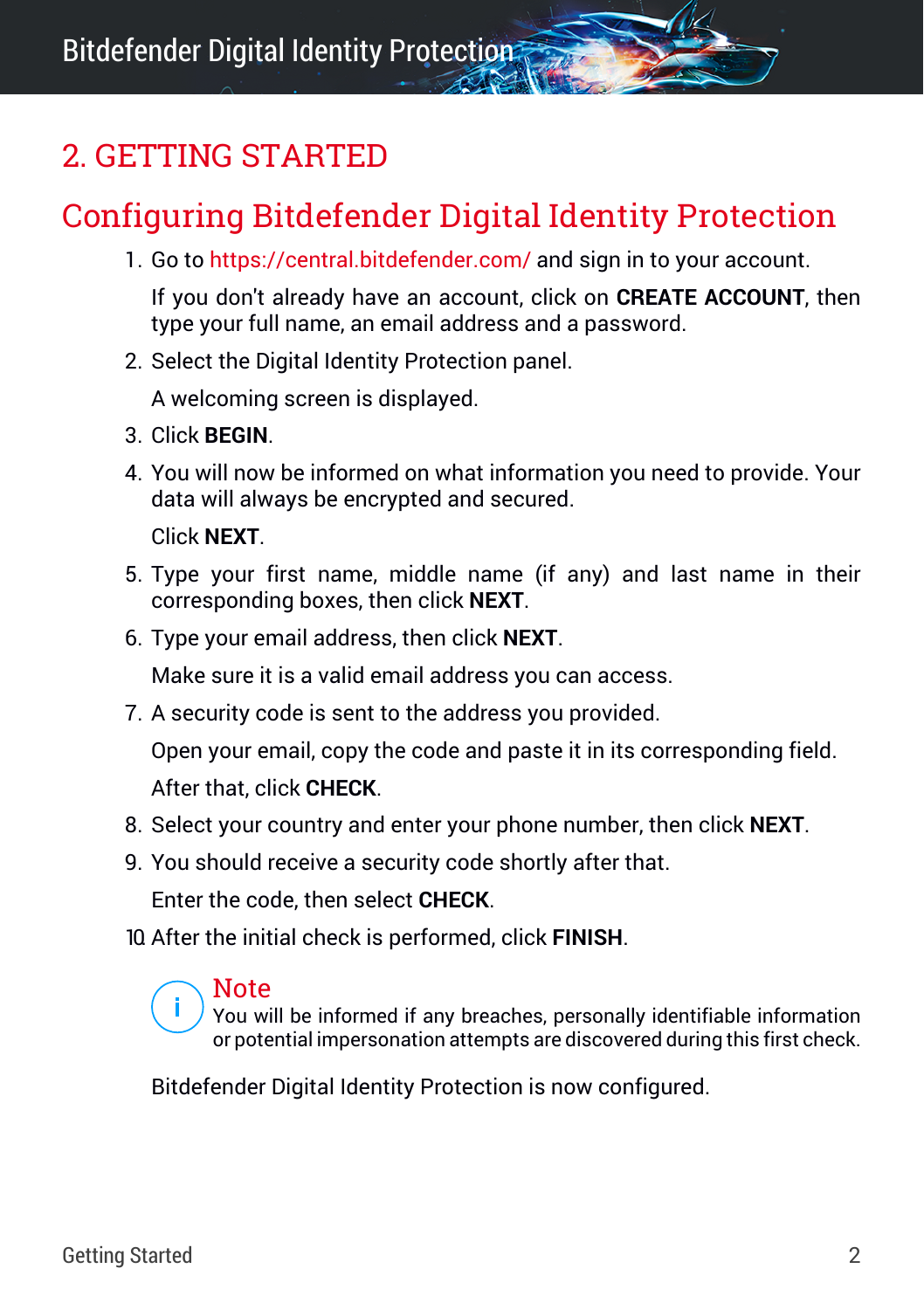# 2. GETTING STARTED

## Configuring Bitdefender Digital Identity Protection

1. Go to https://central.bitdefender.com/ and sign in to your account.

   If you don't already have an account, click on **CREATE ACCOUNT**, then type your full name, an email address and a password.

2. Select the Digital Identity Protection panel.

   A welcoming screen is displayed.

3. Click **BEGIN**.

4. You will now be informed on what information you need to provide. Your data will always be encrypted and secured.

   Click **NEXT**.

5. Type your first name, middle name (if any) and last name in their corresponding boxes, then click **NEXT**.

6. Type your email address, then click **NEXT**.

   Make sure it is a valid email address you can access.

7. A security code is sent to the address you provided.

   Open your email, copy the code and paste it in its corresponding field.

   After that, click **CHECK**.

8. Select your country and enter your phone number, then click **NEXT**.

9. You should receive a security code shortly after that.

   Enter the code, then select **CHECK**.

10. After the initial check is performed, click **FINISH**.

> **Note**
> You will be informed if any breaches, personally identifiable information or potential impersonation attempts are discovered during this first check.

Bitdefender Digital Identity Protection is now configured.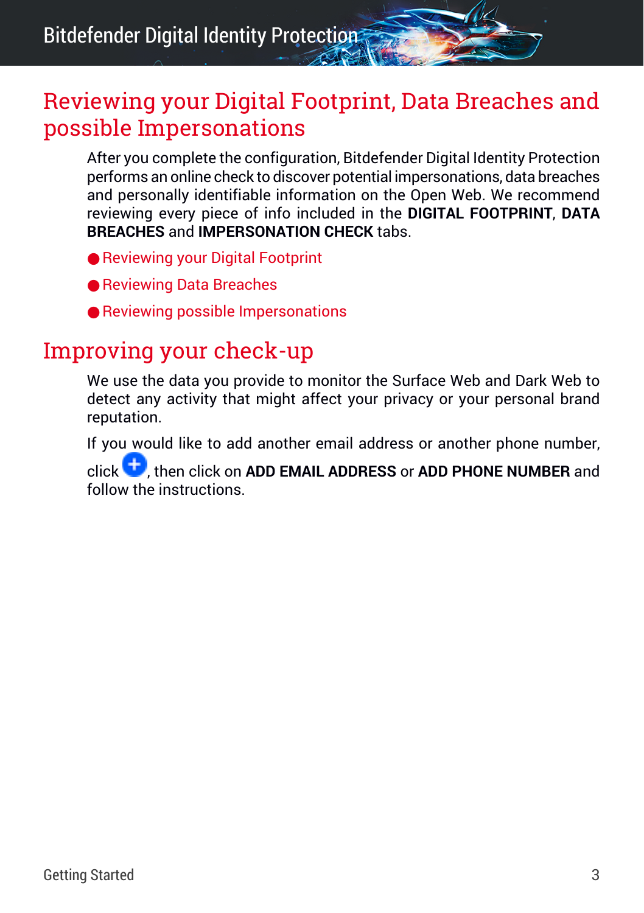# Reviewing your Digital Footprint, Data Breaches and possible Impersonations

After you complete the configuration, Bitdefender Digital Identity Protection performs an online check to discover potential impersonations, data breaches and personally identifiable information on the Open Web. We recommend reviewing every piece of info included in the **DIGITAL FOOTPRINT**, **DATA BREACHES** and **IMPERSONATION CHECK** tabs.

- Reviewing your Digital Footprint
- Reviewing Data Breaches
- Reviewing possible Impersonations

# Improving your check-up

We use the data you provide to monitor the Surface Web and Dark Web to detect any activity that might affect your privacy or your personal brand reputation.

If you would like to add another email address or another phone number, click ⊕, then click on **ADD EMAIL ADDRESS** or **ADD PHONE NUMBER** and follow the instructions.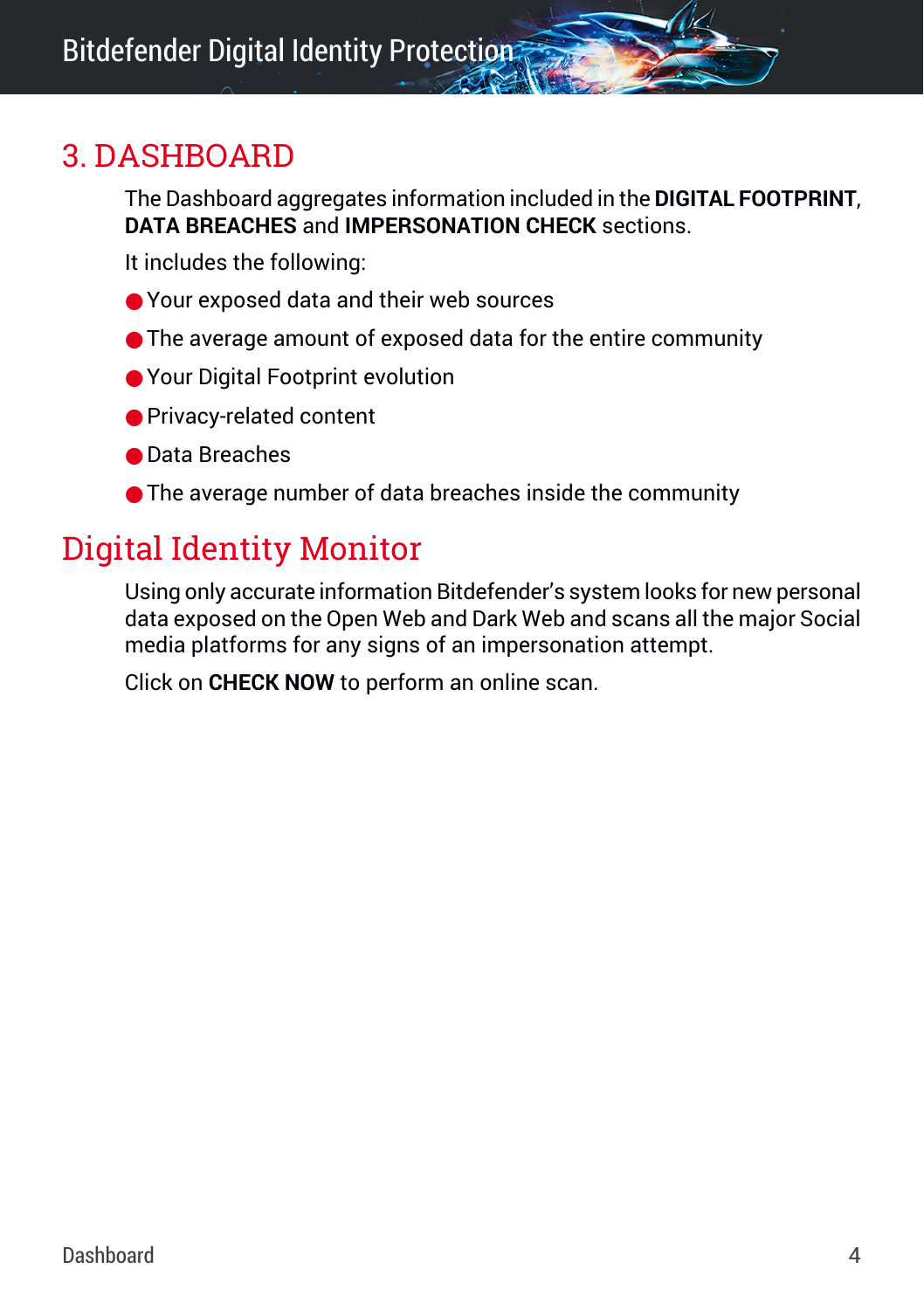# 3. DASHBOARD

The Dashboard aggregates information included in the **DIGITAL FOOTPRINT**, **DATA BREACHES** and **IMPERSONATION CHECK** sections.

It includes the following:

- Your exposed data and their web sources
- The average amount of exposed data for the entire community
- Your Digital Footprint evolution
- Privacy-related content
- Data Breaches
- The average number of data breaches inside the community

## Digital Identity Monitor

Using only accurate information Bitdefender's system looks for new personal data exposed on the Open Web and Dark Web and scans all the major Social media platforms for any signs of an impersonation attempt.

Click on **CHECK NOW** to perform an online scan.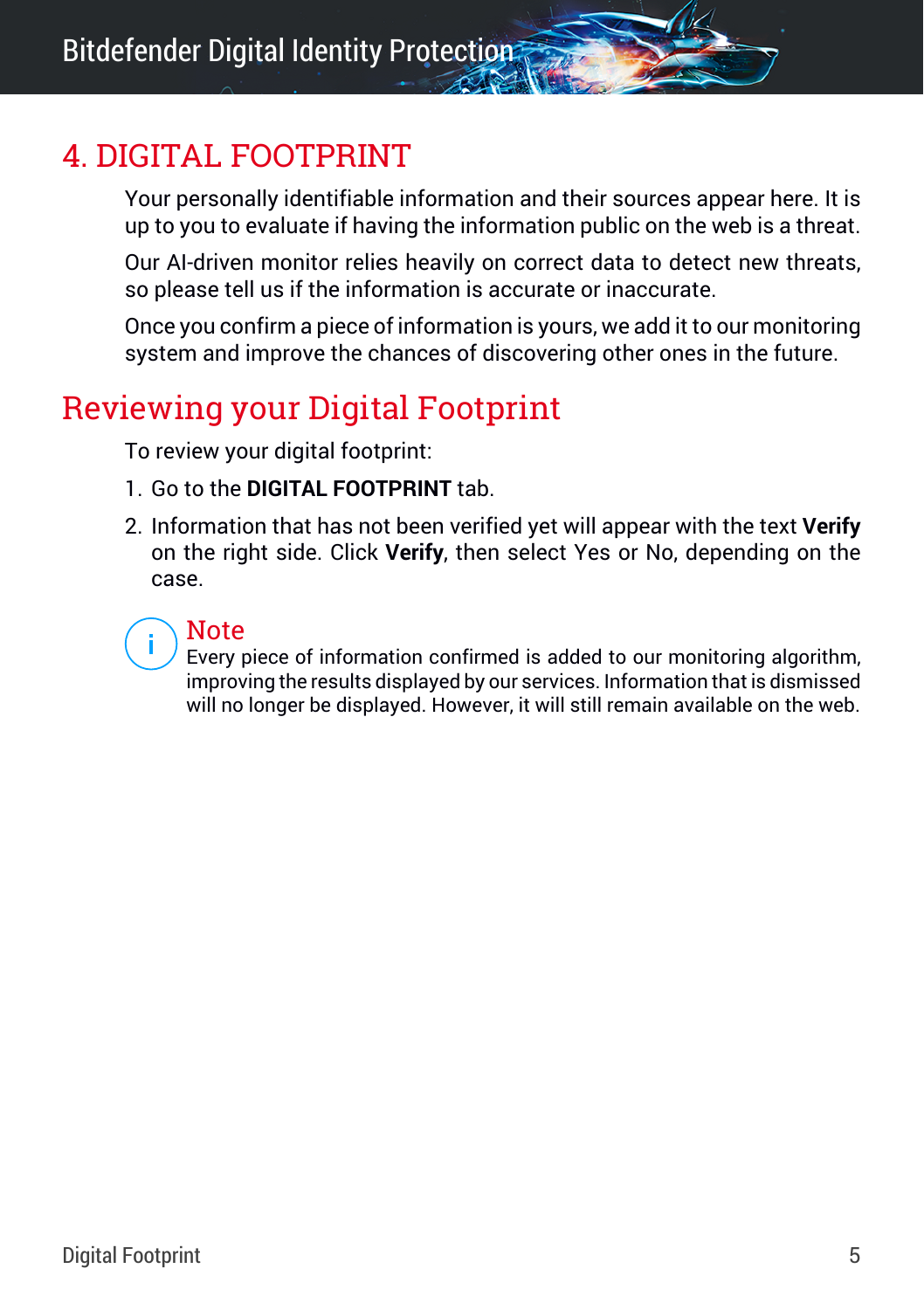# 4. DIGITAL FOOTPRINT

Your personally identifiable information and their sources appear here. It is up to you to evaluate if having the information public on the web is a threat.

Our AI-driven monitor relies heavily on correct data to detect new threats, so please tell us if the information is accurate or inaccurate.

Once you confirm a piece of information is yours, we add it to our monitoring system and improve the chances of discovering other ones in the future.

## Reviewing your Digital Footprint

To review your digital footprint:

1. Go to the **DIGITAL FOOTPRINT** tab.
2. Information that has not been verified yet will appear with the text **Verify** on the right side. Click **Verify**, then select Yes or No, depending on the case.

> **Note**
> Every piece of information confirmed is added to our monitoring algorithm, improving the results displayed by our services. Information that is dismissed will no longer be displayed. However, it will still remain available on the web.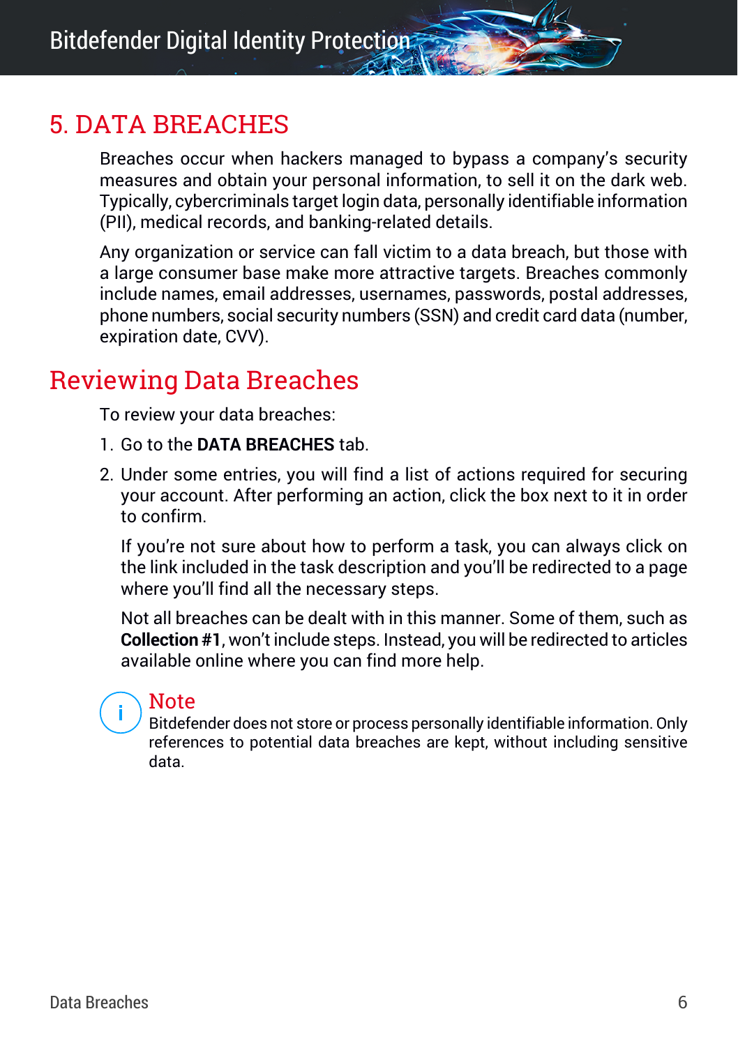# 5. DATA BREACHES

Breaches occur when hackers managed to bypass a company's security measures and obtain your personal information, to sell it on the dark web. Typically, cybercriminals target login data, personally identifiable information (PII), medical records, and banking-related details.

Any organization or service can fall victim to a data breach, but those with a large consumer base make more attractive targets. Breaches commonly include names, email addresses, usernames, passwords, postal addresses, phone numbers, social security numbers (SSN) and credit card data (number, expiration date, CVV).

## Reviewing Data Breaches

To review your data breaches:

1. Go to the **DATA BREACHES** tab.
2. Under some entries, you will find a list of actions required for securing your account. After performing an action, click the box next to it in order to confirm.

   If you're not sure about how to perform a task, you can always click on the link included in the task description and you'll be redirected to a page where you'll find all the necessary steps.

   Not all breaches can be dealt with in this manner. Some of them, such as **Collection #1**, won't include steps. Instead, you will be redirected to articles available online where you can find more help.

> **Note**
> Bitdefender does not store or process personally identifiable information. Only references to potential data breaches are kept, without including sensitive data.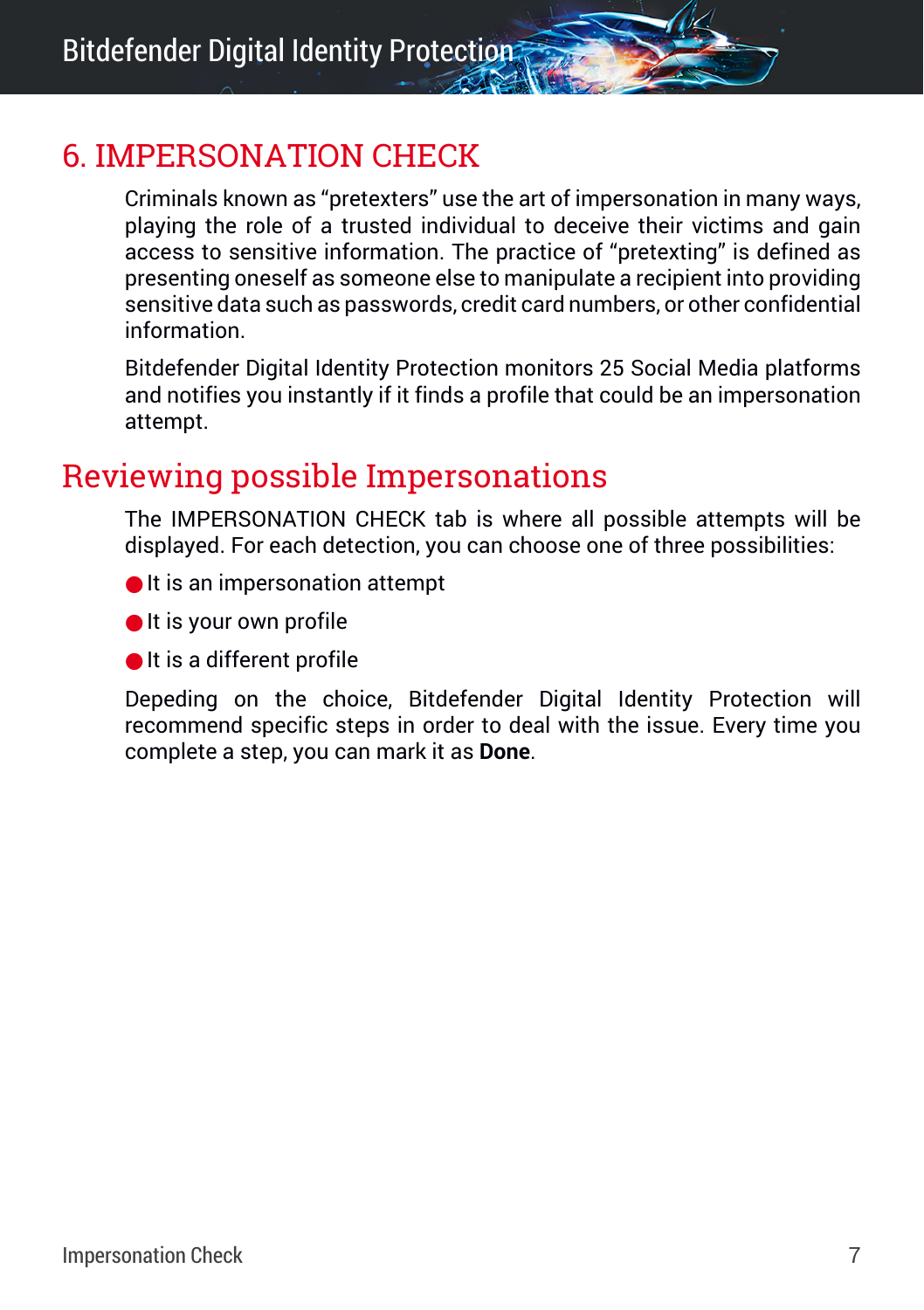# 6. IMPERSONATION CHECK

Criminals known as “pretexters” use the art of impersonation in many ways, playing the role of a trusted individual to deceive their victims and gain access to sensitive information. The practice of “pretexting” is defined as presenting oneself as someone else to manipulate a recipient into providing sensitive data such as passwords, credit card numbers, or other confidential information.

Bitdefender Digital Identity Protection monitors 25 Social Media platforms and notifies you instantly if it finds a profile that could be an impersonation attempt.

## Reviewing possible Impersonations

The IMPERSONATION CHECK tab is where all possible attempts will be displayed. For each detection, you can choose one of three possibilities:

- It is an impersonation attempt
- It is your own profile
- It is a different profile

Depeding on the choice, Bitdefender Digital Identity Protection will recommend specific steps in order to deal with the issue. Every time you complete a step, you can mark it as **Done**.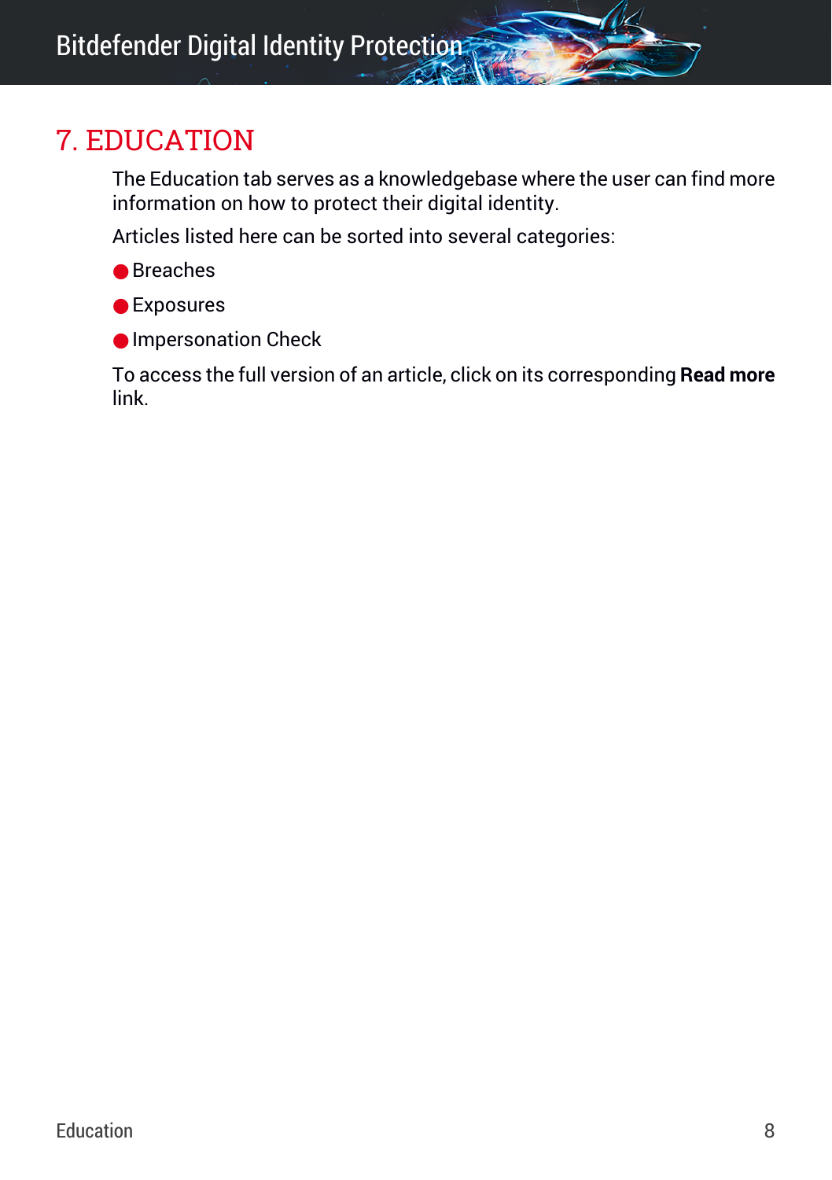# 7. EDUCATION

The Education tab serves as a knowledgebase where the user can find more information on how to protect their digital identity.

Articles listed here can be sorted into several categories:

- Breaches
- Exposures
- Impersonation Check

To access the full version of an article, click on its corresponding **Read more** link.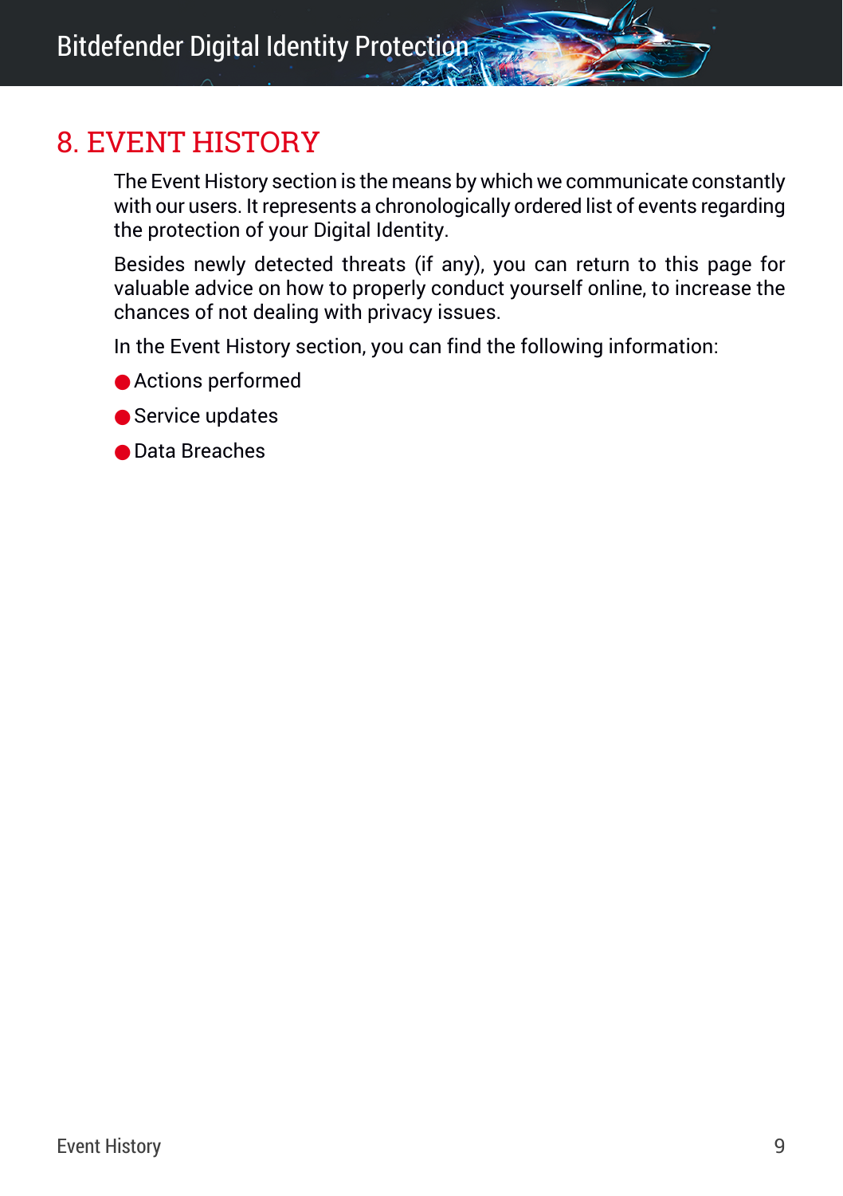# 8. EVENT HISTORY

The Event History section is the means by which we communicate constantly with our users. It represents a chronologically ordered list of events regarding the protection of your Digital Identity.

Besides newly detected threats (if any), you can return to this page for valuable advice on how to properly conduct yourself online, to increase the chances of not dealing with privacy issues.

In the Event History section, you can find the following information:

- Actions performed
- Service updates
- Data Breaches